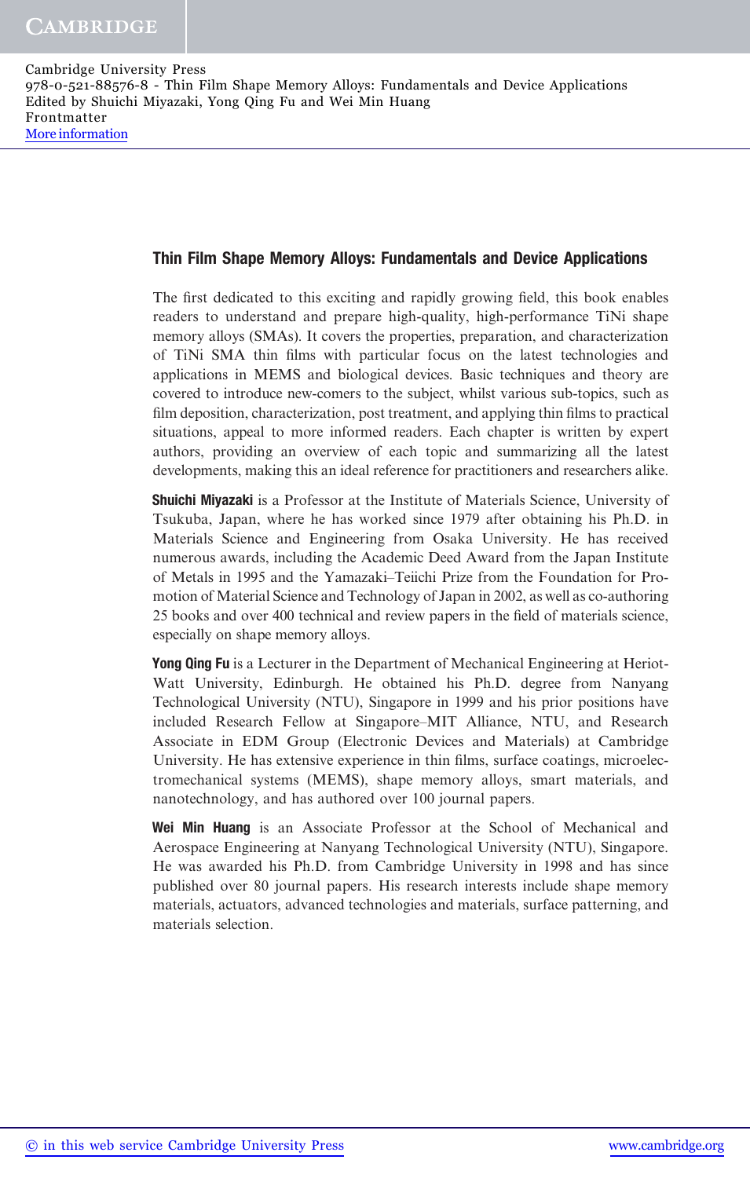Cambridge University Press
978-0-521-88576-8 - Thin Film Shape Memory Alloys: Fundamentals and Device Applications
Edited by Shuichi Miyazaki, Yong Qing Fu and Wei Min Huang
Frontmatter
More information

## Thin Film Shape Memory Alloys: Fundamentals and Device Applications

The first dedicated to this exciting and rapidly growing field, this book enables readers to understand and prepare high-quality, high-performance TiNi shape memory alloys (SMAs). It covers the properties, preparation, and characterization of TiNi SMA thin films with particular focus on the latest technologies and applications in MEMS and biological devices. Basic techniques and theory are covered to introduce new-comers to the subject, whilst various sub-topics, such as film deposition, characterization, post treatment, and applying thin films to practical situations, appeal to more informed readers. Each chapter is written by expert authors, providing an overview of each topic and summarizing all the latest developments, making this an ideal reference for practitioners and researchers alike.

**Shuichi Miyazaki** is a Professor at the Institute of Materials Science, University of Tsukuba, Japan, where he has worked since 1979 after obtaining his Ph.D. in Materials Science and Engineering from Osaka University. He has received numerous awards, including the Academic Deed Award from the Japan Institute of Metals in 1995 and the Yamazaki–Teiichi Prize from the Foundation for Promotion of Material Science and Technology of Japan in 2002, as well as co-authoring 25 books and over 400 technical and review papers in the field of materials science, especially on shape memory alloys.

**Yong Qing Fu** is a Lecturer in the Department of Mechanical Engineering at Heriot-Watt University, Edinburgh. He obtained his Ph.D. degree from Nanyang Technological University (NTU), Singapore in 1999 and his prior positions have included Research Fellow at Singapore–MIT Alliance, NTU, and Research Associate in EDM Group (Electronic Devices and Materials) at Cambridge University. He has extensive experience in thin films, surface coatings, microelectromechanical systems (MEMS), shape memory alloys, smart materials, and nanotechnology, and has authored over 100 journal papers.

**Wei Min Huang** is an Associate Professor at the School of Mechanical and Aerospace Engineering at Nanyang Technological University (NTU), Singapore. He was awarded his Ph.D. from Cambridge University in 1998 and has since published over 80 journal papers. His research interests include shape memory materials, actuators, advanced technologies and materials, surface patterning, and materials selection.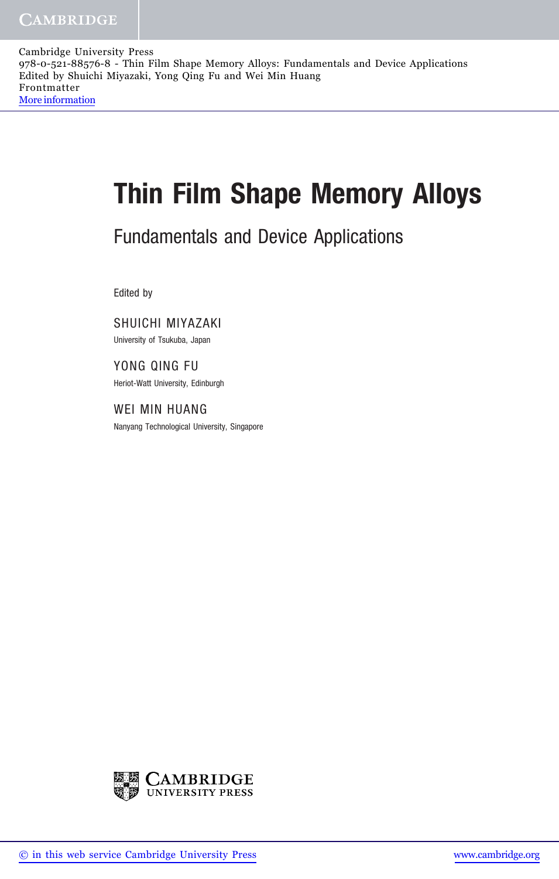# Thin Film Shape Memory Alloys

## Fundamentals and Device Applications

Edited by

SHUICHI MIYAZAKI
University of Tsukuba, Japan

YONG QING FU
Heriot-Watt University, Edinburgh

WEI MIN HUANG
Nanyang Technological University, Singapore

CAMBRIDGE UNIVERSITY PRESS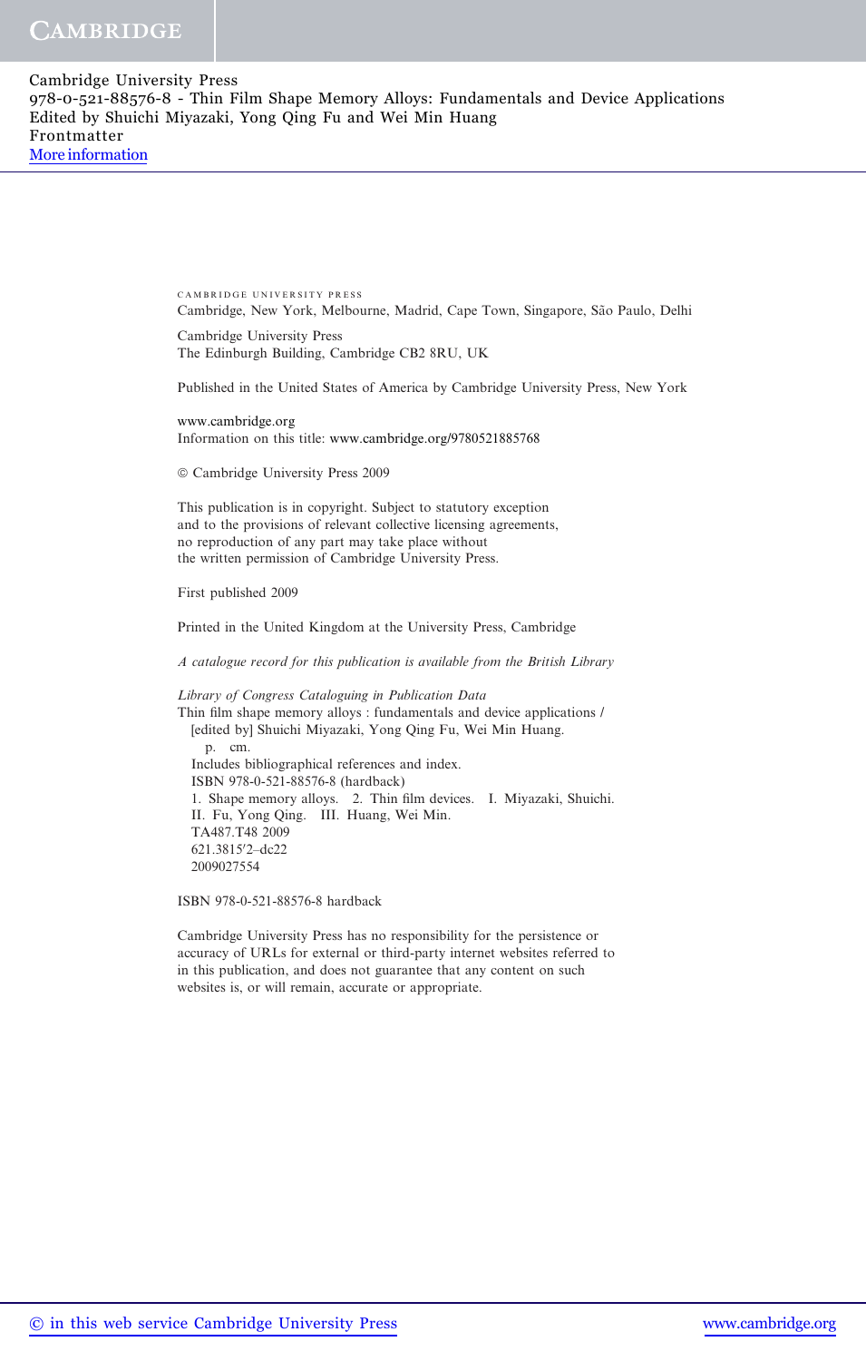CAMBRIDGE UNIVERSITY PRESS
Cambridge, New York, Melbourne, Madrid, Cape Town, Singapore, São Paulo, Delhi

Cambridge University Press
The Edinburgh Building, Cambridge CB2 8RU, UK

Published in the United States of America by Cambridge University Press, New York

www.cambridge.org
Information on this title: www.cambridge.org/9780521885768

© Cambridge University Press 2009

This publication is in copyright. Subject to statutory exception
and to the provisions of relevant collective licensing agreements,
no reproduction of any part may take place without
the written permission of Cambridge University Press.

First published 2009

Printed in the United Kingdom at the University Press, Cambridge

*A catalogue record for this publication is available from the British Library*

*Library of Congress Cataloguing in Publication Data*
Thin film shape memory alloys : fundamentals and device applications /
[edited by] Shuichi Miyazaki, Yong Qing Fu, Wei Min Huang.
p. cm.
Includes bibliographical references and index.
ISBN 978-0-521-88576-8 (hardback)
1. Shape memory alloys. 2. Thin film devices. I. Miyazaki, Shuichi.
II. Fu, Yong Qing. III. Huang, Wei Min.
TA487.T48 2009
621.3815′2–dc22
2009027554

ISBN 978-0-521-88576-8 hardback

Cambridge University Press has no responsibility for the persistence or
accuracy of URLs for external or third-party internet websites referred to
in this publication, and does not guarantee that any content on such
websites is, or will remain, accurate or appropriate.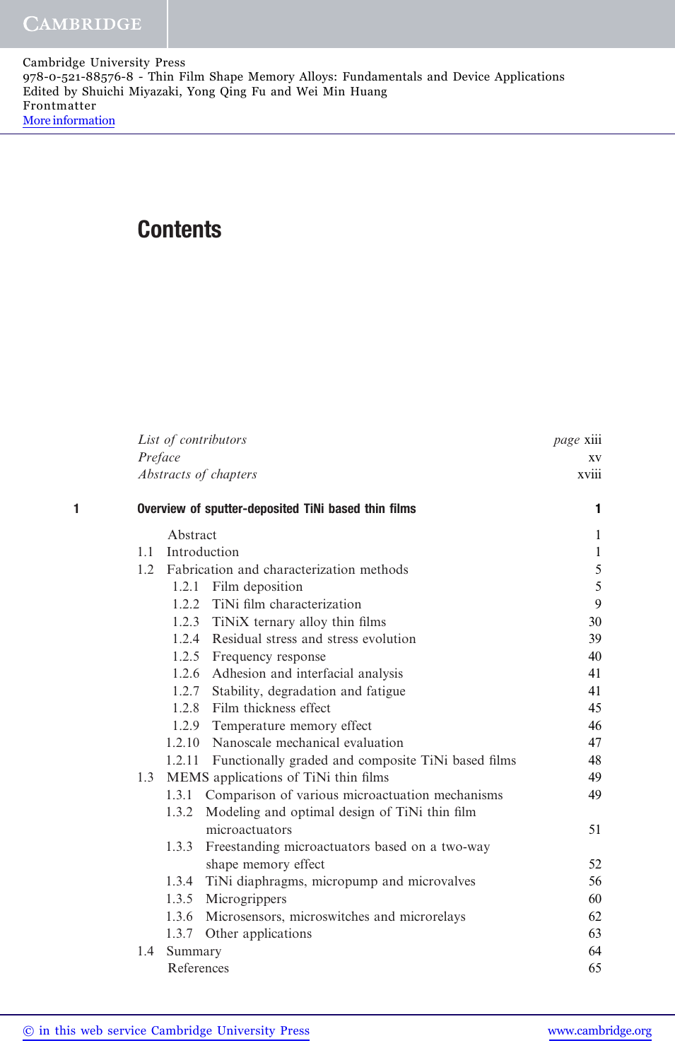# Contents

| | | |
|---|---|---|
| *List of contributors* | | *page* xiii |
| *Preface* | | xv |
| *Abstracts of chapters* | | xviii |
| **1** | **Overview of sputter-deposited TiNi based thin films** | **1** |
| | Abstract | 1 |
| 1.1 | Introduction | 1 |
| 1.2 | Fabrication and characterization methods | 5 |
| 1.2.1 | Film deposition | 5 |
| 1.2.2 | TiNi film characterization | 9 |
| 1.2.3 | TiNiX ternary alloy thin films | 30 |
| 1.2.4 | Residual stress and stress evolution | 39 |
| 1.2.5 | Frequency response | 40 |
| 1.2.6 | Adhesion and interfacial analysis | 41 |
| 1.2.7 | Stability, degradation and fatigue | 41 |
| 1.2.8 | Film thickness effect | 45 |
| 1.2.9 | Temperature memory effect | 46 |
| 1.2.10 | Nanoscale mechanical evaluation | 47 |
| 1.2.11 | Functionally graded and composite TiNi based films | 48 |
| 1.3 | MEMS applications of TiNi thin films | 49 |
| 1.3.1 | Comparison of various microactuation mechanisms | 49 |
| 1.3.2 | Modeling and optimal design of TiNi thin film microactuators | 51 |
| 1.3.3 | Freestanding microactuators based on a two-way shape memory effect | 52 |
| 1.3.4 | TiNi diaphragms, micropump and microvalves | 56 |
| 1.3.5 | Microgrippers | 60 |
| 1.3.6 | Microsensors, microswitches and microrelays | 62 |
| 1.3.7 | Other applications | 63 |
| 1.4 | Summary | 64 |
| | References | 65 |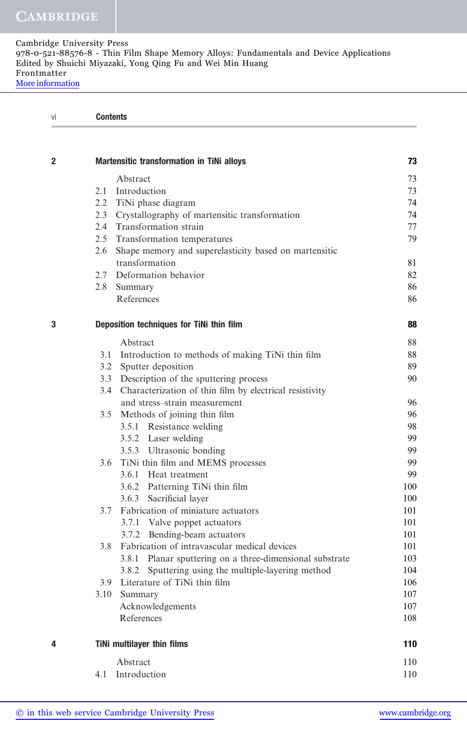Cambridge University Press
978-0-521-88576-8 - Thin Film Shape Memory Alloys: Fundamentals and Device Applications
Edited by Shuichi Miyazaki, Yong Qing Fu and Wei Min Huang
Frontmatter
More information

| | | |
|---|---|---|
| **2** | **Martensitic transformation in TiNi alloys** | **73** |
| | Abstract | 73 |
| 2.1 | Introduction | 73 |
| 2.2 | TiNi phase diagram | 74 |
| 2.3 | Crystallography of martensitic transformation | 74 |
| 2.4 | Transformation strain | 77 |
| 2.5 | Transformation temperatures | 79 |
| 2.6 | Shape memory and superelasticity based on martensitic transformation | 81 |
| 2.7 | Deformation behavior | 82 |
| 2.8 | Summary | 86 |
| | References | 86 |
| **3** | **Deposition techniques for TiNi thin film** | **88** |
| | Abstract | 88 |
| 3.1 | Introduction to methods of making TiNi thin film | 88 |
| 3.2 | Sputter deposition | 89 |
| 3.3 | Description of the sputtering process | 90 |
| 3.4 | Characterization of thin film by electrical resistivity and stress–strain measurement | 96 |
| 3.5 | Methods of joining thin film | 96 |
| 3.5.1 | Resistance welding | 98 |
| 3.5.2 | Laser welding | 99 |
| 3.5.3 | Ultrasonic bonding | 99 |
| 3.6 | TiNi thin film and MEMS processes | 99 |
| 3.6.1 | Heat treatment | 99 |
| 3.6.2 | Patterning TiNi thin film | 100 |
| 3.6.3 | Sacrificial layer | 100 |
| 3.7 | Fabrication of miniature actuators | 101 |
| 3.7.1 | Valve poppet actuators | 101 |
| 3.7.2 | Bending-beam actuators | 101 |
| 3.8 | Fabrication of intravascular medical devices | 101 |
| 3.8.1 | Planar sputtering on a three-dimensional substrate | 103 |
| 3.8.2 | Sputtering using the multiple-layering method | 104 |
| 3.9 | Literature of TiNi thin film | 106 |
| 3.10 | Summary | 107 |
| | Acknowledgements | 107 |
| | References | 108 |
| **4** | **TiNi multilayer thin films** | **110** |
| | Abstract | 110 |
| 4.1 | Introduction | 110 |

© in this web service Cambridge University Press www.cambridge.org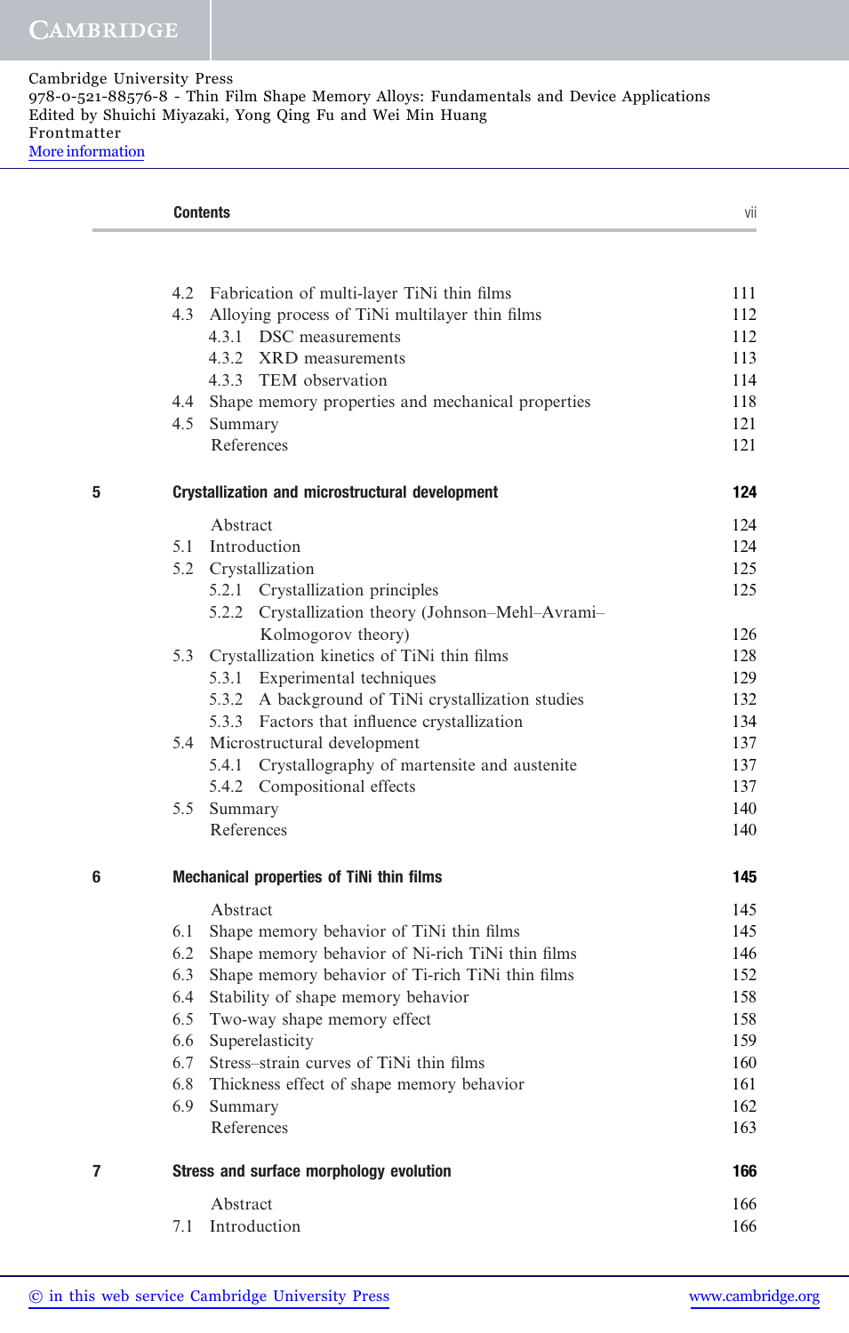| | | |
|---|---|---|
| 4.2 | Fabrication of multi-layer TiNi thin films | 111 |
| 4.3 | Alloying process of TiNi multilayer thin films | 112 |
| 4.3.1 | DSC measurements | 112 |
| 4.3.2 | XRD measurements | 113 |
| 4.3.3 | TEM observation | 114 |
| 4.4 | Shape memory properties and mechanical properties | 118 |
| 4.5 | Summary | 121 |
| | References | 121 |

**5 Crystallization and microstructural development — 124**

| | | |
|---|---|---|
| | Abstract | 124 |
| 5.1 | Introduction | 124 |
| 5.2 | Crystallization | 125 |
| 5.2.1 | Crystallization principles | 125 |
| 5.2.2 | Crystallization theory (Johnson–Mehl–Avrami–Kolmogorov theory) | 126 |
| 5.3 | Crystallization kinetics of TiNi thin films | 128 |
| 5.3.1 | Experimental techniques | 129 |
| 5.3.2 | A background of TiNi crystallization studies | 132 |
| 5.3.3 | Factors that influence crystallization | 134 |
| 5.4 | Microstructural development | 137 |
| 5.4.1 | Crystallography of martensite and austenite | 137 |
| 5.4.2 | Compositional effects | 137 |
| 5.5 | Summary | 140 |
| | References | 140 |

**6 Mechanical properties of TiNi thin films — 145**

| | | |
|---|---|---|
| | Abstract | 145 |
| 6.1 | Shape memory behavior of TiNi thin films | 145 |
| 6.2 | Shape memory behavior of Ni-rich TiNi thin films | 146 |
| 6.3 | Shape memory behavior of Ti-rich TiNi thin films | 152 |
| 6.4 | Stability of shape memory behavior | 158 |
| 6.5 | Two-way shape memory effect | 158 |
| 6.6 | Superelasticity | 159 |
| 6.7 | Stress–strain curves of TiNi thin films | 160 |
| 6.8 | Thickness effect of shape memory behavior | 161 |
| 6.9 | Summary | 162 |
| | References | 163 |

**7 Stress and surface morphology evolution — 166**

| | | |
|---|---|---|
| | Abstract | 166 |
| 7.1 | Introduction | 166 |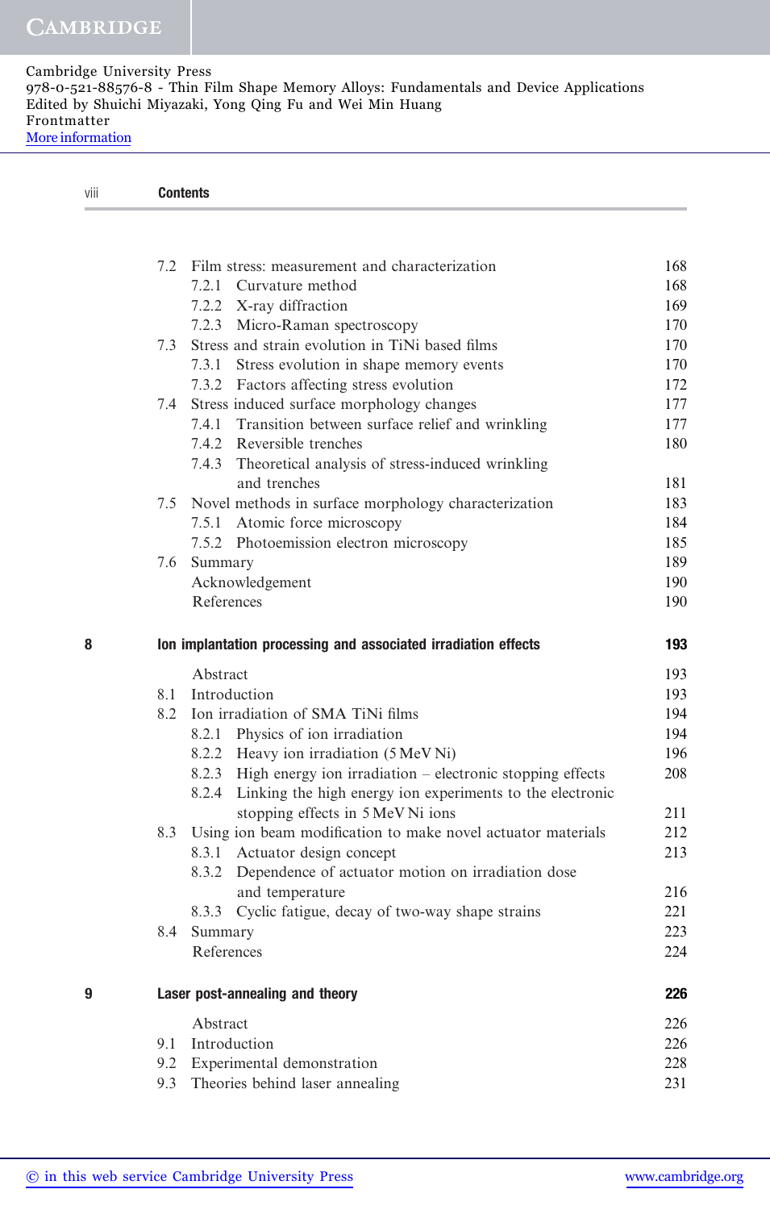| | | |
|---|---|---|
| 7.2 | Film stress: measurement and characterization | 168 |
| 7.2.1 | Curvature method | 168 |
| 7.2.2 | X-ray diffraction | 169 |
| 7.2.3 | Micro-Raman spectroscopy | 170 |
| 7.3 | Stress and strain evolution in TiNi based films | 170 |
| 7.3.1 | Stress evolution in shape memory events | 170 |
| 7.3.2 | Factors affecting stress evolution | 172 |
| 7.4 | Stress induced surface morphology changes | 177 |
| 7.4.1 | Transition between surface relief and wrinkling | 177 |
| 7.4.2 | Reversible trenches | 180 |
| 7.4.3 | Theoretical analysis of stress-induced wrinkling and trenches | 181 |
| 7.5 | Novel methods in surface morphology characterization | 183 |
| 7.5.1 | Atomic force microscopy | 184 |
| 7.5.2 | Photoemission electron microscopy | 185 |
| 7.6 | Summary | 189 |
| | Acknowledgement | 190 |
| | References | 190 |

**8 Ion implantation processing and associated irradiation effects — 193**

| | | |
|---|---|---|
| | Abstract | 193 |
| 8.1 | Introduction | 193 |
| 8.2 | Ion irradiation of SMA TiNi films | 194 |
| 8.2.1 | Physics of ion irradiation | 194 |
| 8.2.2 | Heavy ion irradiation (5 MeV Ni) | 196 |
| 8.2.3 | High energy ion irradiation – electronic stopping effects | 208 |
| 8.2.4 | Linking the high energy ion experiments to the electronic stopping effects in 5 MeV Ni ions | 211 |
| 8.3 | Using ion beam modification to make novel actuator materials | 212 |
| 8.3.1 | Actuator design concept | 213 |
| 8.3.2 | Dependence of actuator motion on irradiation dose and temperature | 216 |
| 8.3.3 | Cyclic fatigue, decay of two-way shape strains | 221 |
| 8.4 | Summary | 223 |
| | References | 224 |

**9 Laser post-annealing and theory — 226**

| | | |
|---|---|---|
| | Abstract | 226 |
| 9.1 | Introduction | 226 |
| 9.2 | Experimental demonstration | 228 |
| 9.3 | Theories behind laser annealing | 231 |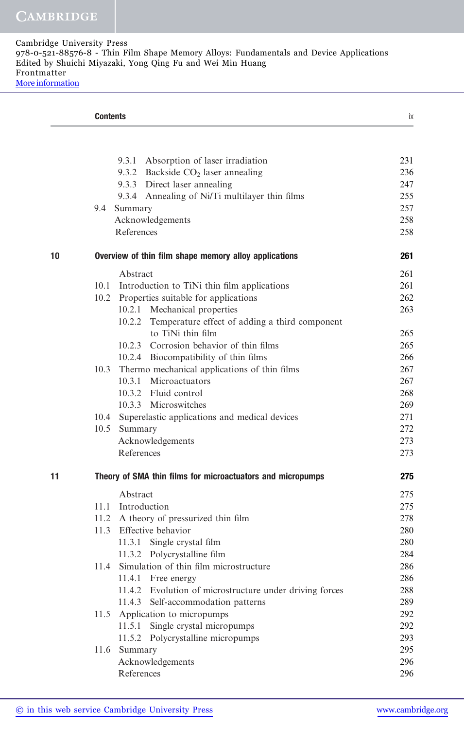9.3.1 Absorption of laser irradiation 231
9.3.2 Backside $CO_2$ laser annealing 236
9.3.3 Direct laser annealing 247
9.3.4 Annealing of Ni/Ti multilayer thin films 255
9.4 Summary 257
Acknowledgements 258
References 258

**10 Overview of thin film shape memory alloy applications 261**

Abstract 261
10.1 Introduction to TiNi thin film applications 261
10.2 Properties suitable for applications 262
10.2.1 Mechanical properties 263
10.2.2 Temperature effect of adding a third component to TiNi thin film 265
10.2.3 Corrosion behavior of thin films 265
10.2.4 Biocompatibility of thin films 266
10.3 Thermo mechanical applications of thin films 267
10.3.1 Microactuators 267
10.3.2 Fluid control 268
10.3.3 Microswitches 269
10.4 Superelastic applications and medical devices 271
10.5 Summary 272
Acknowledgements 273
References 273

**11 Theory of SMA thin films for microactuators and micropumps 275**

Abstract 275
11.1 Introduction 275
11.2 A theory of pressurized thin film 278
11.3 Effective behavior 280
11.3.1 Single crystal film 280
11.3.2 Polycrystalline film 284
11.4 Simulation of thin film microstructure 286
11.4.1 Free energy 286
11.4.2 Evolution of microstructure under driving forces 288
11.4.3 Self-accommodation patterns 289
11.5 Application to micropumps 292
11.5.1 Single crystal micropumps 292
11.5.2 Polycrystalline micropumps 293
11.6 Summary 295
Acknowledgements 296
References 296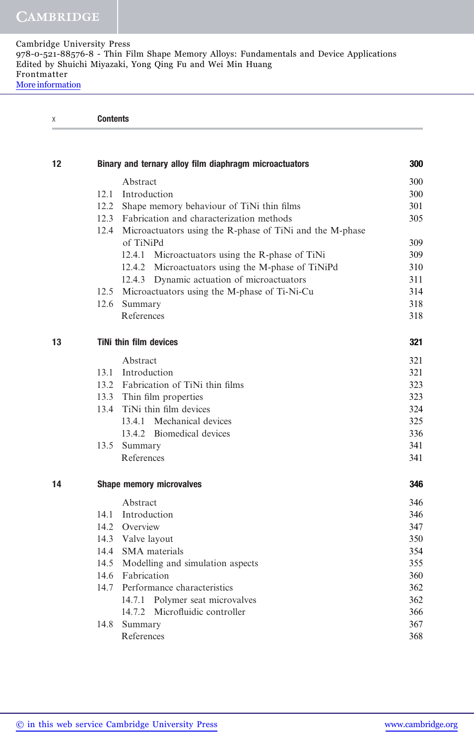| | | |
|---|---|---|
| **12** | **Binary and ternary alloy film diaphragm microactuators** | **300** |
| | Abstract | 300 |
| | 12.1 Introduction | 300 |
| | 12.2 Shape memory behaviour of TiNi thin films | 301 |
| | 12.3 Fabrication and characterization methods | 305 |
| | 12.4 Microactuators using the R-phase of TiNi and the M-phase of TiNiPd | 309 |
| | 12.4.1 Microactuators using the R-phase of TiNi | 309 |
| | 12.4.2 Microactuators using the M-phase of TiNiPd | 310 |
| | 12.4.3 Dynamic actuation of microactuators | 311 |
| | 12.5 Microactuators using the M-phase of Ti-Ni-Cu | 314 |
| | 12.6 Summary | 318 |
| | References | 318 |
| **13** | **TiNi thin film devices** | **321** |
| | Abstract | 321 |
| | 13.1 Introduction | 321 |
| | 13.2 Fabrication of TiNi thin films | 323 |
| | 13.3 Thin film properties | 323 |
| | 13.4 TiNi thin film devices | 324 |
| | 13.4.1 Mechanical devices | 325 |
| | 13.4.2 Biomedical devices | 336 |
| | 13.5 Summary | 341 |
| | References | 341 |
| **14** | **Shape memory microvalves** | **346** |
| | Abstract | 346 |
| | 14.1 Introduction | 346 |
| | 14.2 Overview | 347 |
| | 14.3 Valve layout | 350 |
| | 14.4 SMA materials | 354 |
| | 14.5 Modelling and simulation aspects | 355 |
| | 14.6 Fabrication | 360 |
| | 14.7 Performance characteristics | 362 |
| | 14.7.1 Polymer seat microvalves | 362 |
| | 14.7.2 Microfluidic controller | 366 |
| | 14.8 Summary | 367 |
| | References | 368 |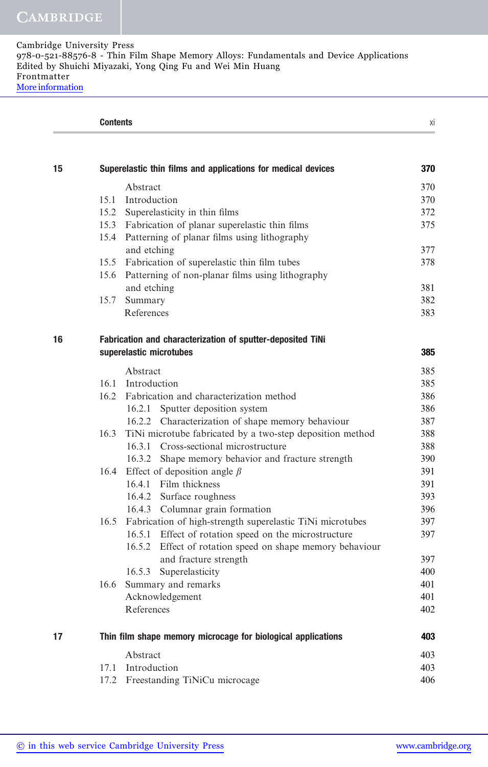| | | |
|---|---|---|
| **15** | **Superelastic thin films and applications for medical devices** | **370** |
| | Abstract | 370 |
| | 15.1 Introduction | 370 |
| | 15.2 Superelasticity in thin films | 372 |
| | 15.3 Fabrication of planar superelastic thin films | 375 |
| | 15.4 Patterning of planar films using lithography and etching | 377 |
| | 15.5 Fabrication of superelastic thin film tubes | 378 |
| | 15.6 Patterning of non-planar films using lithography and etching | 381 |
| | 15.7 Summary | 382 |
| | References | 383 |
| **16** | **Fabrication and characterization of sputter-deposited TiNi superelastic microtubes** | **385** |
| | Abstract | 385 |
| | 16.1 Introduction | 385 |
| | 16.2 Fabrication and characterization method | 386 |
| | 16.2.1 Sputter deposition system | 386 |
| | 16.2.2 Characterization of shape memory behaviour | 387 |
| | 16.3 TiNi microtube fabricated by a two-step deposition method | 388 |
| | 16.3.1 Cross-sectional microstructure | 388 |
| | 16.3.2 Shape memory behavior and fracture strength | 390 |
| | 16.4 Effect of deposition angle $\beta$ | 391 |
| | 16.4.1 Film thickness | 391 |
| | 16.4.2 Surface roughness | 393 |
| | 16.4.3 Columnar grain formation | 396 |
| | 16.5 Fabrication of high-strength superelastic TiNi microtubes | 397 |
| | 16.5.1 Effect of rotation speed on the microstructure | 397 |
| | 16.5.2 Effect of rotation speed on shape memory behaviour and fracture strength | 397 |
| | 16.5.3 Superelasticity | 400 |
| | 16.6 Summary and remarks | 401 |
| | Acknowledgement | 401 |
| | References | 402 |
| **17** | **Thin film shape memory microcage for biological applications** | **403** |
| | Abstract | 403 |
| | 17.1 Introduction | 403 |
| | 17.2 Freestanding TiNiCu microcage | 406 |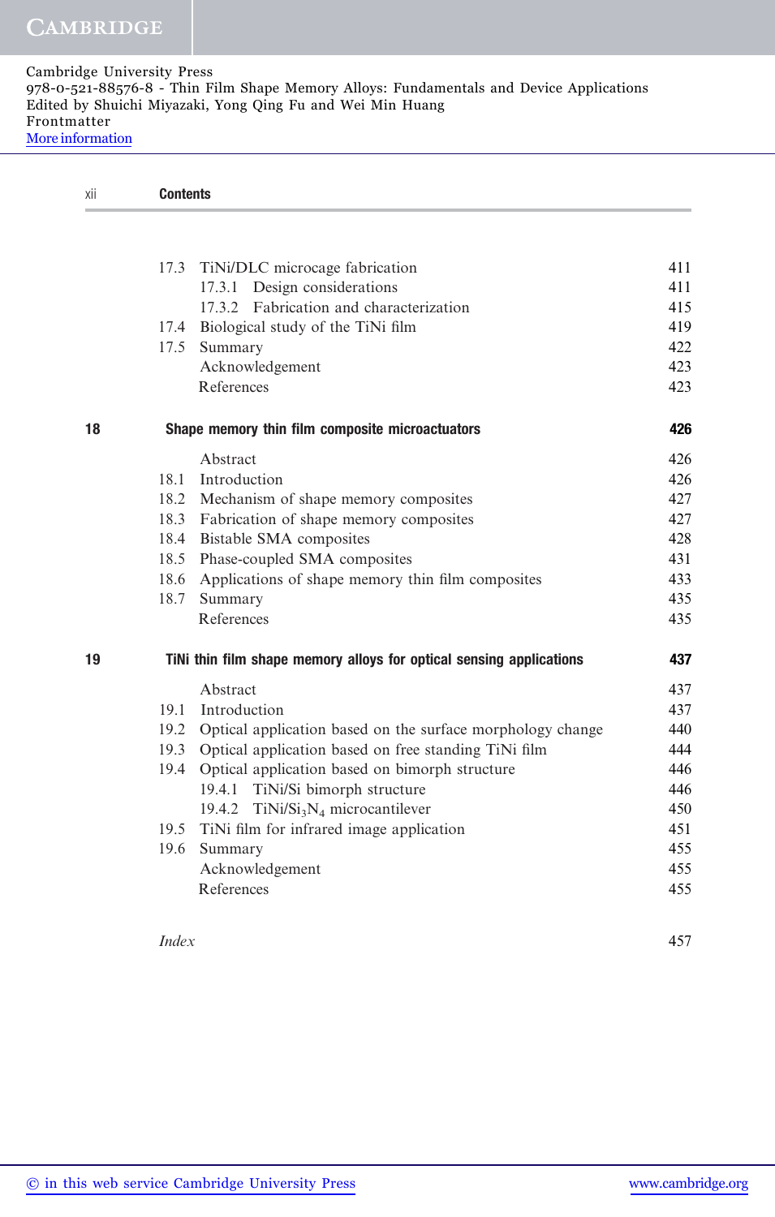| | | |
|---|---|---|
| 17.3 | TiNi/DLC microcage fabrication | 411 |
| | 17.3.1 Design considerations | 411 |
| | 17.3.2 Fabrication and characterization | 415 |
| 17.4 | Biological study of the TiNi film | 419 |
| 17.5 | Summary | 422 |
| | Acknowledgement | 423 |
| | References | 423 |

**18 Shape memory thin film composite microactuators** **426**

| | | |
|---|---|---|
| | Abstract | 426 |
| 18.1 | Introduction | 426 |
| 18.2 | Mechanism of shape memory composites | 427 |
| 18.3 | Fabrication of shape memory composites | 427 |
| 18.4 | Bistable SMA composites | 428 |
| 18.5 | Phase-coupled SMA composites | 431 |
| 18.6 | Applications of shape memory thin film composites | 433 |
| 18.7 | Summary | 435 |
| | References | 435 |

**19 TiNi thin film shape memory alloys for optical sensing applications** **437**

| | | |
|---|---|---|
| | Abstract | 437 |
| 19.1 | Introduction | 437 |
| 19.2 | Optical application based on the surface morphology change | 440 |
| 19.3 | Optical application based on free standing TiNi film | 444 |
| 19.4 | Optical application based on bimorph structure | 446 |
| | 19.4.1 TiNi/Si bimorph structure | 446 |
| | 19.4.2 TiNi/$Si_3N_4$ microcantilever | 450 |
| 19.5 | TiNi film for infrared image application | 451 |
| 19.6 | Summary | 455 |
| | Acknowledgement | 455 |
| | References | 455 |

*Index* 457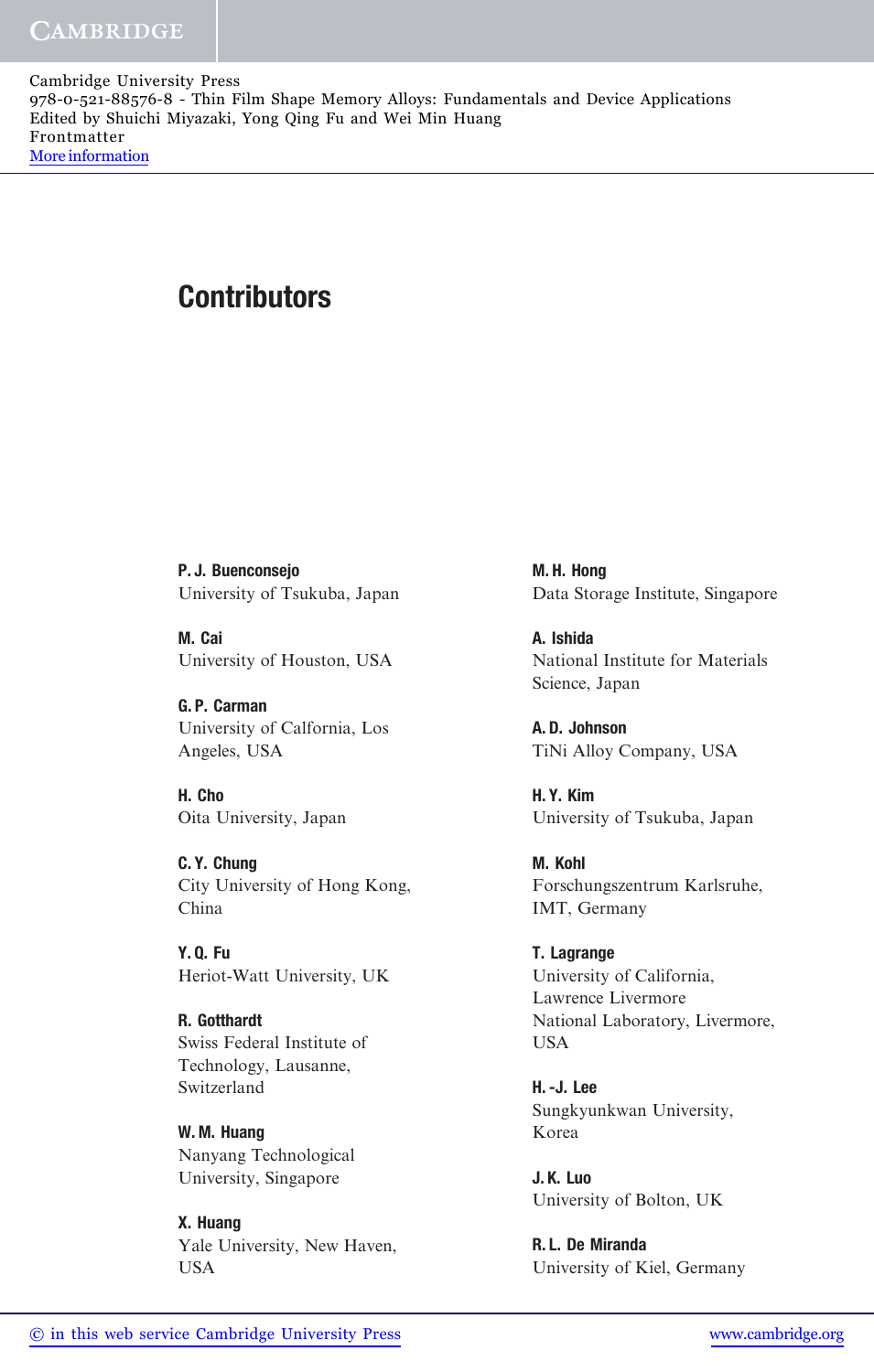# Contributors

**P. J. Buenconsejo**
University of Tsukuba, Japan

**M. Cai**
University of Houston, USA

**G. P. Carman**
University of Calfornia, Los Angeles, USA

**H. Cho**
Oita University, Japan

**C. Y. Chung**
City University of Hong Kong, China

**Y. Q. Fu**
Heriot-Watt University, UK

**R. Gotthardt**
Swiss Federal Institute of Technology, Lausanne, Switzerland

**W. M. Huang**
Nanyang Technological University, Singapore

**X. Huang**
Yale University, New Haven, USA

**M. H. Hong**
Data Storage Institute, Singapore

**A. Ishida**
National Institute for Materials Science, Japan

**A. D. Johnson**
TiNi Alloy Company, USA

**H. Y. Kim**
University of Tsukuba, Japan

**M. Kohl**
Forschungszentrum Karlsruhe, IMT, Germany

**T. Lagrange**
University of California, Lawrence Livermore National Laboratory, Livermore, USA

**H.-J. Lee**
Sungkyunkwan University, Korea

**J. K. Luo**
University of Bolton, UK

**R. L. De Miranda**
University of Kiel, Germany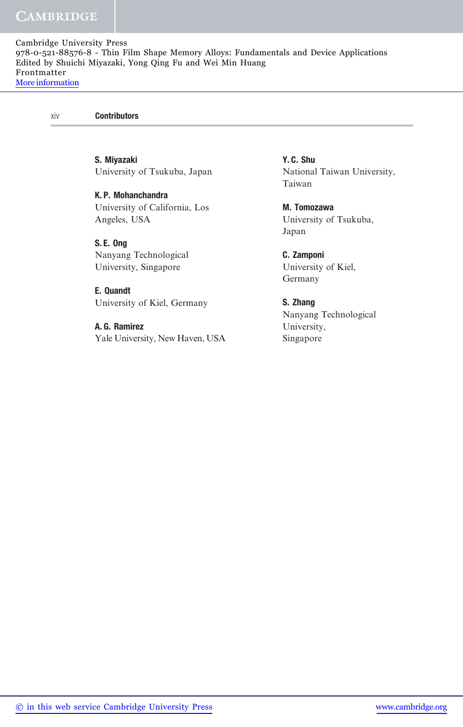**S. Miyazaki**
University of Tsukuba, Japan

**K. P. Mohanchandra**
University of California, Los Angeles, USA

**S. E. Ong**
Nanyang Technological University, Singapore

**E. Quandt**
University of Kiel, Germany

**A. G. Ramirez**
Yale University, New Haven, USA

**Y. C. Shu**
National Taiwan University, Taiwan

**M. Tomozawa**
University of Tsukuba, Japan

**C. Zamponi**
University of Kiel, Germany

**S. Zhang**
Nanyang Technological University, Singapore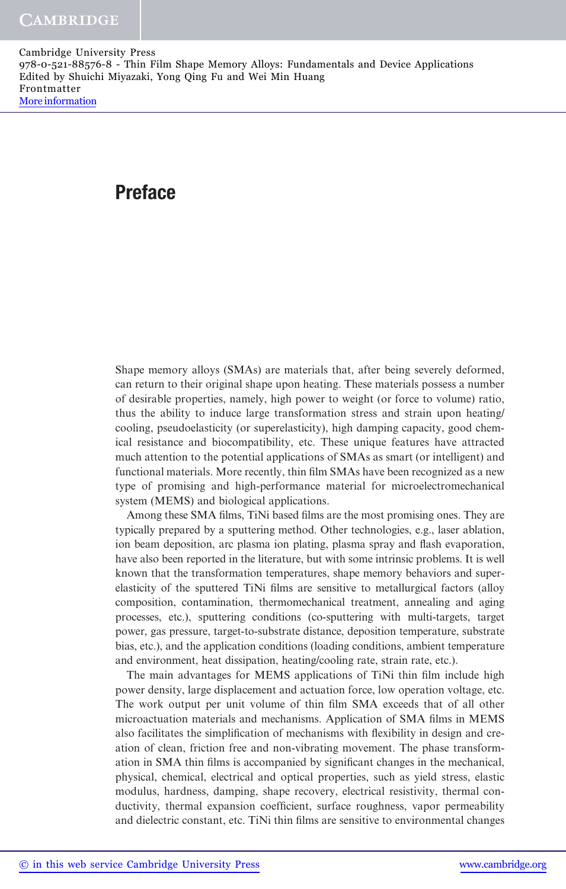# Preface

Shape memory alloys (SMAs) are materials that, after being severely deformed, can return to their original shape upon heating. These materials possess a number of desirable properties, namely, high power to weight (or force to volume) ratio, thus the ability to induce large transformation stress and strain upon heating/cooling, pseudoelasticity (or superelasticity), high damping capacity, good chemical resistance and biocompatibility, etc. These unique features have attracted much attention to the potential applications of SMAs as smart (or intelligent) and functional materials. More recently, thin film SMAs have been recognized as a new type of promising and high-performance material for microelectromechanical system (MEMS) and biological applications.

Among these SMA films, TiNi based films are the most promising ones. They are typically prepared by a sputtering method. Other technologies, e.g., laser ablation, ion beam deposition, arc plasma ion plating, plasma spray and flash evaporation, have also been reported in the literature, but with some intrinsic problems. It is well known that the transformation temperatures, shape memory behaviors and superelasticity of the sputtered TiNi films are sensitive to metallurgical factors (alloy composition, contamination, thermomechanical treatment, annealing and aging processes, etc.), sputtering conditions (co-sputtering with multi-targets, target power, gas pressure, target-to-substrate distance, deposition temperature, substrate bias, etc.), and the application conditions (loading conditions, ambient temperature and environment, heat dissipation, heating/cooling rate, strain rate, etc.).

The main advantages for MEMS applications of TiNi thin film include high power density, large displacement and actuation force, low operation voltage, etc. The work output per unit volume of thin film SMA exceeds that of all other microactuation materials and mechanisms. Application of SMA films in MEMS also facilitates the simplification of mechanisms with flexibility in design and creation of clean, friction free and non-vibrating movement. The phase transformation in SMA thin films is accompanied by significant changes in the mechanical, physical, chemical, electrical and optical properties, such as yield stress, elastic modulus, hardness, damping, shape recovery, electrical resistivity, thermal conductivity, thermal expansion coefficient, surface roughness, vapor permeability and dielectric constant, etc. TiNi thin films are sensitive to environmental changes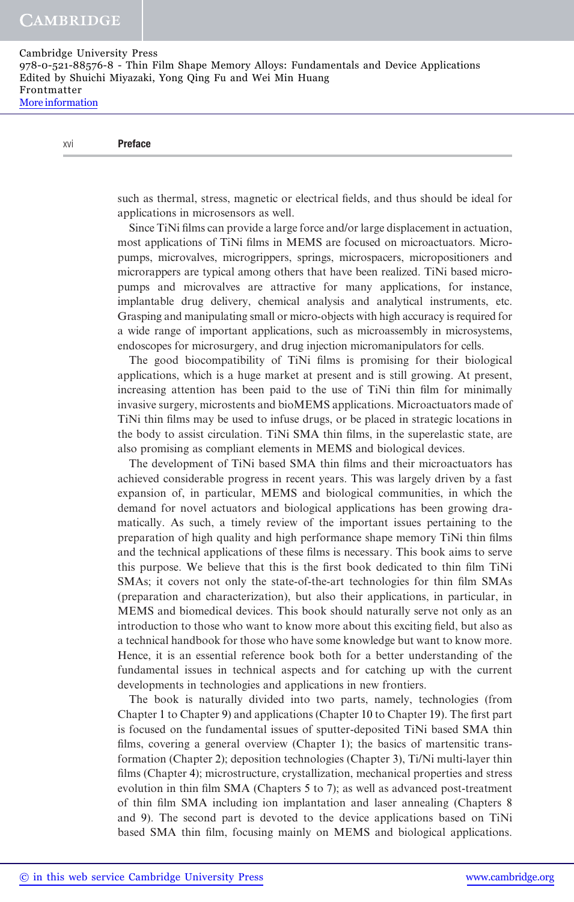such as thermal, stress, magnetic or electrical fields, and thus should be ideal for applications in microsensors as well.

Since TiNi films can provide a large force and/or large displacement in actuation, most applications of TiNi films in MEMS are focused on microactuators. Micropumps, microvalves, microgrippers, springs, microspacers, micropositioners and microrappers are typical among others that have been realized. TiNi based micropumps and microvalves are attractive for many applications, for instance, implantable drug delivery, chemical analysis and analytical instruments, etc. Grasping and manipulating small or micro-objects with high accuracy is required for a wide range of important applications, such as microassembly in microsystems, endoscopes for microsurgery, and drug injection micromanipulators for cells.

The good biocompatibility of TiNi films is promising for their biological applications, which is a huge market at present and is still growing. At present, increasing attention has been paid to the use of TiNi thin film for minimally invasive surgery, microstents and bioMEMS applications. Microactuators made of TiNi thin films may be used to infuse drugs, or be placed in strategic locations in the body to assist circulation. TiNi SMA thin films, in the superelastic state, are also promising as compliant elements in MEMS and biological devices.

The development of TiNi based SMA thin films and their microactuators has achieved considerable progress in recent years. This was largely driven by a fast expansion of, in particular, MEMS and biological communities, in which the demand for novel actuators and biological applications has been growing dramatically. As such, a timely review of the important issues pertaining to the preparation of high quality and high performance shape memory TiNi thin films and the technical applications of these films is necessary. This book aims to serve this purpose. We believe that this is the first book dedicated to thin film TiNi SMAs; it covers not only the state-of-the-art technologies for thin film SMAs (preparation and characterization), but also their applications, in particular, in MEMS and biomedical devices. This book should naturally serve not only as an introduction to those who want to know more about this exciting field, but also as a technical handbook for those who have some knowledge but want to know more. Hence, it is an essential reference book both for a better understanding of the fundamental issues in technical aspects and for catching up with the current developments in technologies and applications in new frontiers.

The book is naturally divided into two parts, namely, technologies (from Chapter 1 to Chapter 9) and applications (Chapter 10 to Chapter 19). The first part is focused on the fundamental issues of sputter-deposited TiNi based SMA thin films, covering a general overview (Chapter 1); the basics of martensitic transformation (Chapter 2); deposition technologies (Chapter 3), Ti/Ni multi-layer thin films (Chapter 4); microstructure, crystallization, mechanical properties and stress evolution in thin film SMA (Chapters 5 to 7); as well as advanced post-treatment of thin film SMA including ion implantation and laser annealing (Chapters 8 and 9). The second part is devoted to the device applications based on TiNi based SMA thin film, focusing mainly on MEMS and biological applications.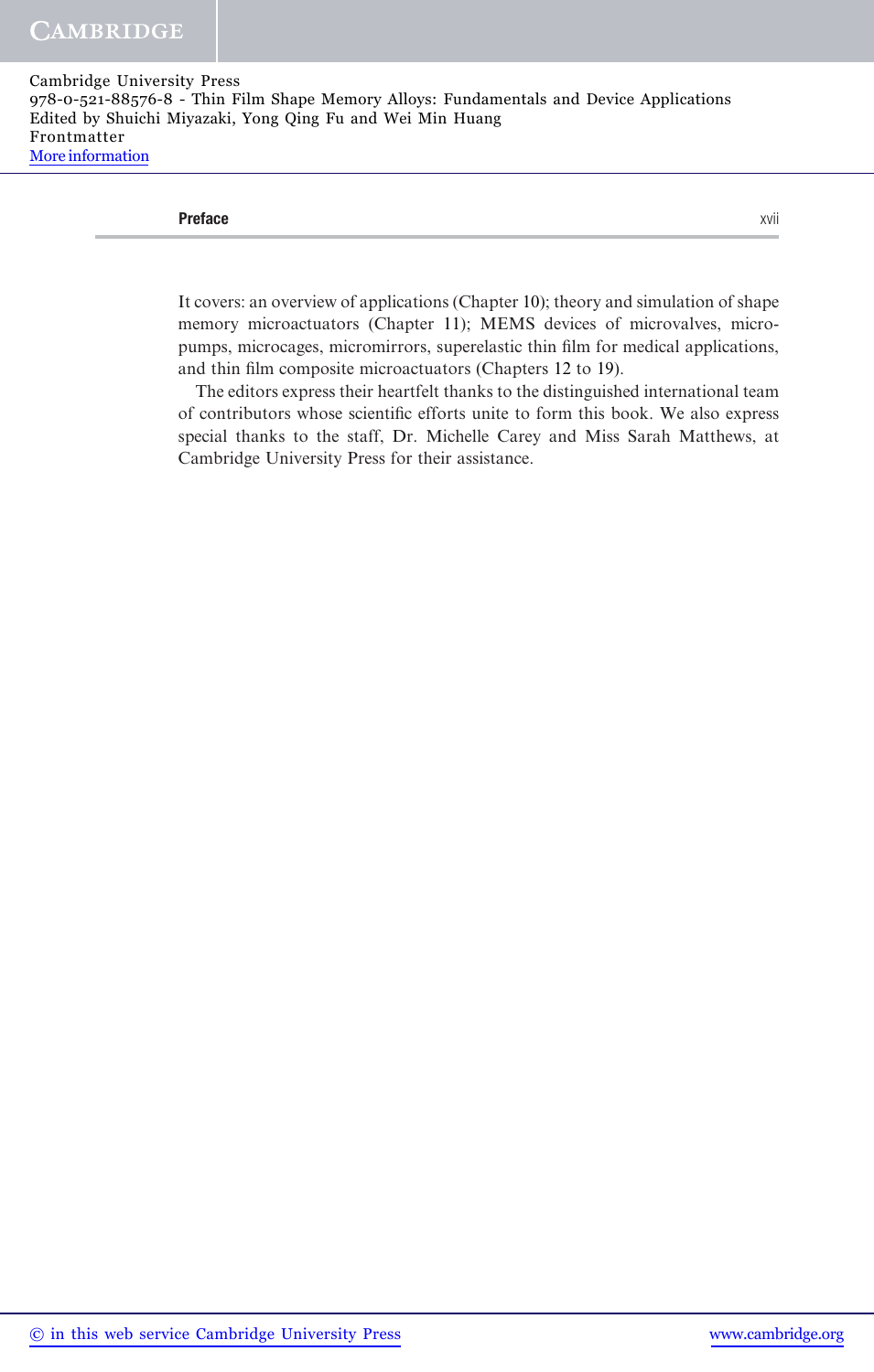It covers: an overview of applications (Chapter 10); theory and simulation of shape memory microactuators (Chapter 11); MEMS devices of microvalves, micropumps, microcages, micromirrors, superelastic thin film for medical applications, and thin film composite microactuators (Chapters 12 to 19).

The editors express their heartfelt thanks to the distinguished international team of contributors whose scientific efforts unite to form this book. We also express special thanks to the staff, Dr. Michelle Carey and Miss Sarah Matthews, at Cambridge University Press for their assistance.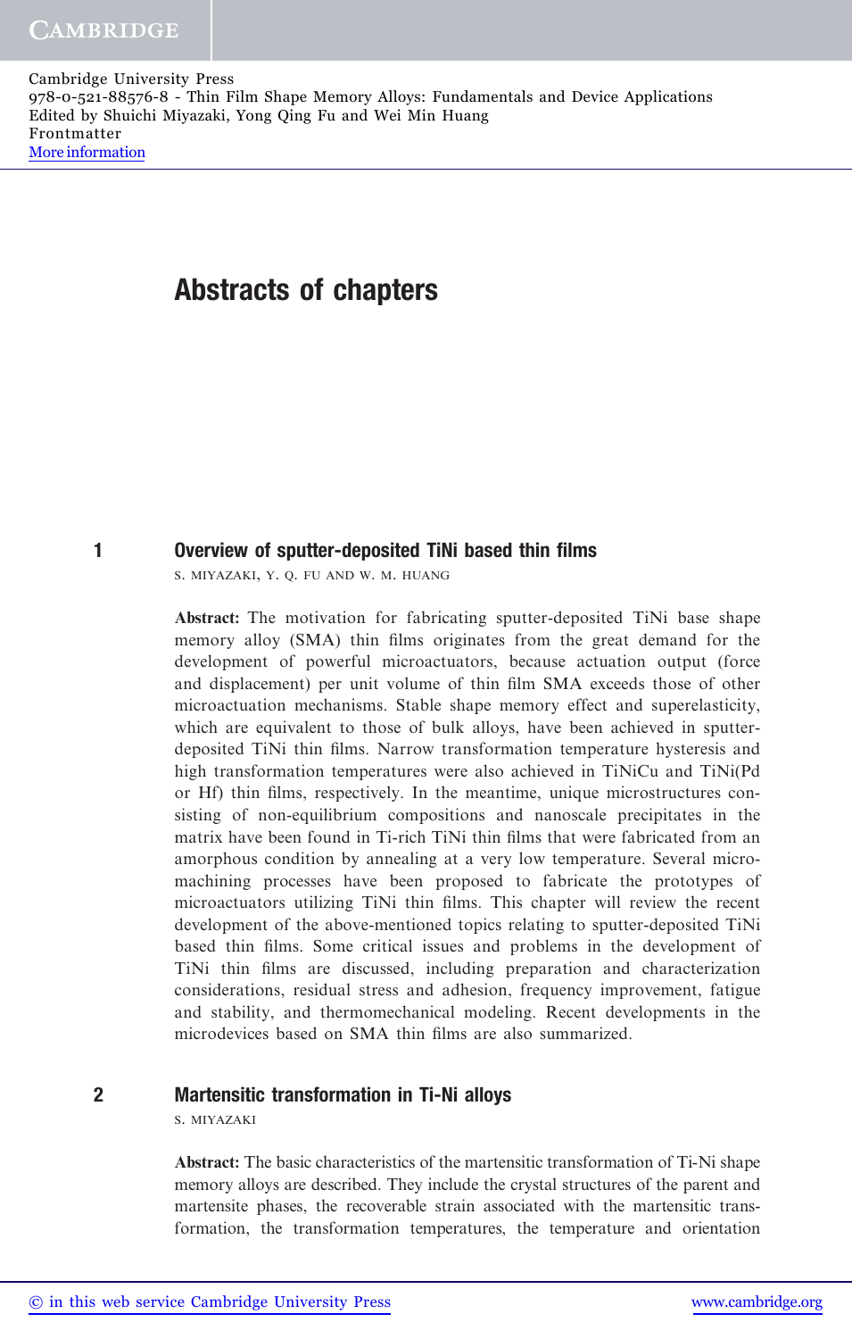# Abstracts of chapters

## 1 Overview of sputter-deposited TiNi based thin films

S. MIYAZAKI, Y. Q. FU AND W. M. HUANG

**Abstract:** The motivation for fabricating sputter-deposited TiNi base shape memory alloy (SMA) thin films originates from the great demand for the development of powerful microactuators, because actuation output (force and displacement) per unit volume of thin film SMA exceeds those of other microactuation mechanisms. Stable shape memory effect and superelasticity, which are equivalent to those of bulk alloys, have been achieved in sputter-deposited TiNi thin films. Narrow transformation temperature hysteresis and high transformation temperatures were also achieved in TiNiCu and TiNi(Pd or Hf) thin films, respectively. In the meantime, unique microstructures consisting of non-equilibrium compositions and nanoscale precipitates in the matrix have been found in Ti-rich TiNi thin films that were fabricated from an amorphous condition by annealing at a very low temperature. Several micromachining processes have been proposed to fabricate the prototypes of microactuators utilizing TiNi thin films. This chapter will review the recent development of the above-mentioned topics relating to sputter-deposited TiNi based thin films. Some critical issues and problems in the development of TiNi thin films are discussed, including preparation and characterization considerations, residual stress and adhesion, frequency improvement, fatigue and stability, and thermomechanical modeling. Recent developments in the microdevices based on SMA thin films are also summarized.

## 2 Martensitic transformation in Ti-Ni alloys

S. MIYAZAKI

**Abstract:** The basic characteristics of the martensitic transformation of Ti-Ni shape memory alloys are described. They include the crystal structures of the parent and martensite phases, the recoverable strain associated with the martensitic transformation, the transformation temperatures, the temperature and orientation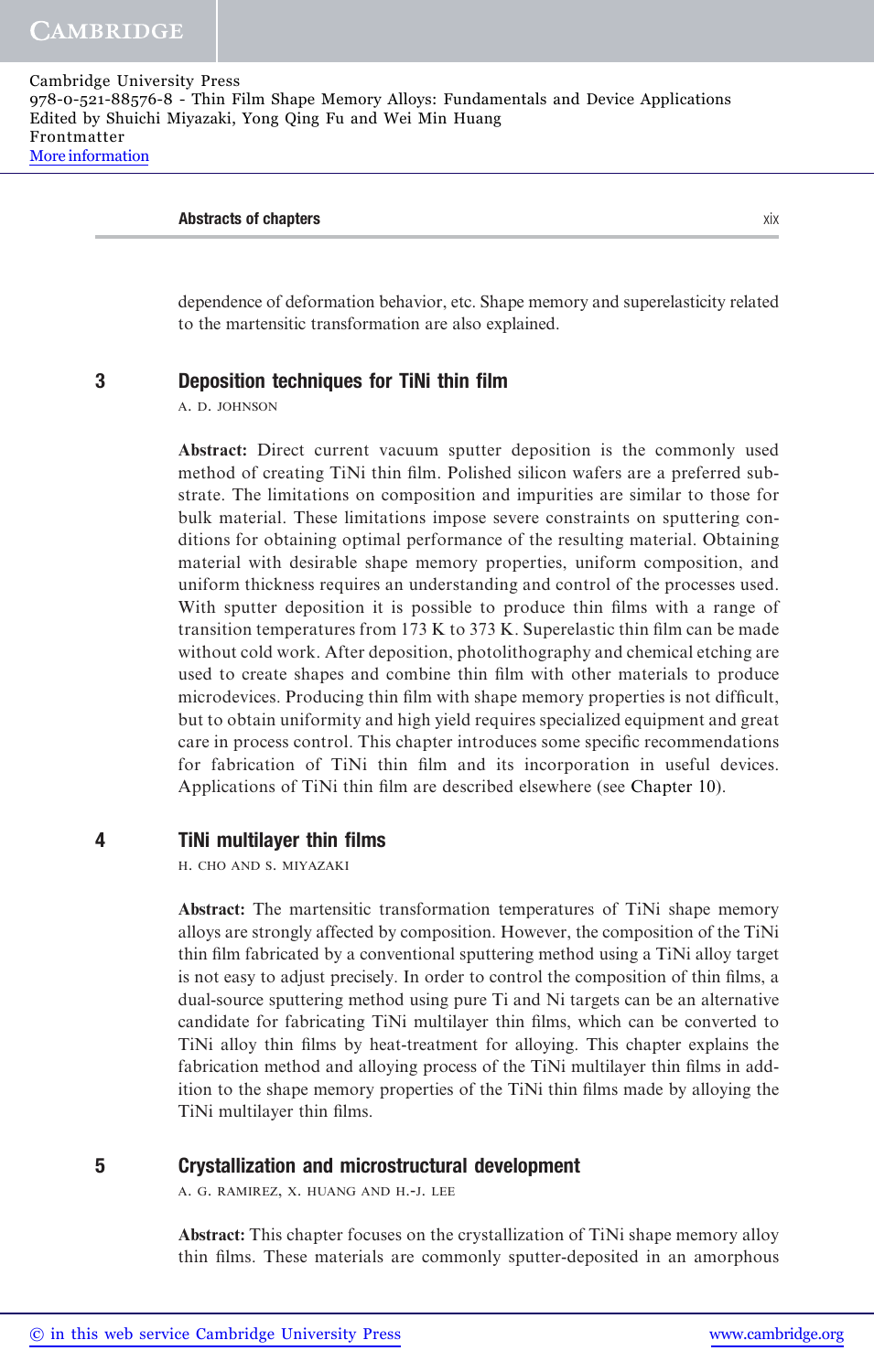dependence of deformation behavior, etc. Shape memory and superelasticity related to the martensitic transformation are also explained.

## 3 Deposition techniques for TiNi thin film

A. D. JOHNSON

**Abstract:** Direct current vacuum sputter deposition is the commonly used method of creating TiNi thin film. Polished silicon wafers are a preferred substrate. The limitations on composition and impurities are similar to those for bulk material. These limitations impose severe constraints on sputtering conditions for obtaining optimal performance of the resulting material. Obtaining material with desirable shape memory properties, uniform composition, and uniform thickness requires an understanding and control of the processes used. With sputter deposition it is possible to produce thin films with a range of transition temperatures from 173 K to 373 K. Superelastic thin film can be made without cold work. After deposition, photolithography and chemical etching are used to create shapes and combine thin film with other materials to produce microdevices. Producing thin film with shape memory properties is not difficult, but to obtain uniformity and high yield requires specialized equipment and great care in process control. This chapter introduces some specific recommendations for fabrication of TiNi thin film and its incorporation in useful devices. Applications of TiNi thin film are described elsewhere (see Chapter 10).

## 4 TiNi multilayer thin films

H. CHO AND S. MIYAZAKI

**Abstract:** The martensitic transformation temperatures of TiNi shape memory alloys are strongly affected by composition. However, the composition of the TiNi thin film fabricated by a conventional sputtering method using a TiNi alloy target is not easy to adjust precisely. In order to control the composition of thin films, a dual-source sputtering method using pure Ti and Ni targets can be an alternative candidate for fabricating TiNi multilayer thin films, which can be converted to TiNi alloy thin films by heat-treatment for alloying. This chapter explains the fabrication method and alloying process of the TiNi multilayer thin films in addition to the shape memory properties of the TiNi thin films made by alloying the TiNi multilayer thin films.

## 5 Crystallization and microstructural development

A. G. RAMIREZ, X. HUANG AND H.-J. LEE

**Abstract:** This chapter focuses on the crystallization of TiNi shape memory alloy thin films. These materials are commonly sputter-deposited in an amorphous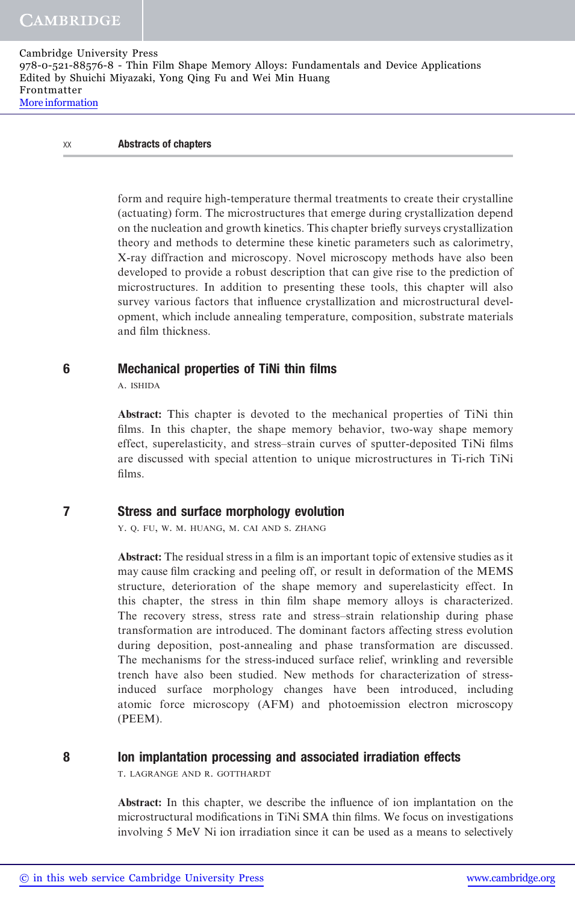form and require high-temperature thermal treatments to create their crystalline (actuating) form. The microstructures that emerge during crystallization depend on the nucleation and growth kinetics. This chapter briefly surveys crystallization theory and methods to determine these kinetic parameters such as calorimetry, X-ray diffraction and microscopy. Novel microscopy methods have also been developed to provide a robust description that can give rise to the prediction of microstructures. In addition to presenting these tools, this chapter will also survey various factors that influence crystallization and microstructural development, which include annealing temperature, composition, substrate materials and film thickness.

## 6 Mechanical properties of TiNi thin films

A. ISHIDA

**Abstract:** This chapter is devoted to the mechanical properties of TiNi thin films. In this chapter, the shape memory behavior, two-way shape memory effect, superelasticity, and stress–strain curves of sputter-deposited TiNi films are discussed with special attention to unique microstructures in Ti-rich TiNi films.

## 7 Stress and surface morphology evolution

Y. Q. FU, W. M. HUANG, M. CAI AND S. ZHANG

**Abstract:** The residual stress in a film is an important topic of extensive studies as it may cause film cracking and peeling off, or result in deformation of the MEMS structure, deterioration of the shape memory and superelasticity effect. In this chapter, the stress in thin film shape memory alloys is characterized. The recovery stress, stress rate and stress–strain relationship during phase transformation are introduced. The dominant factors affecting stress evolution during deposition, post-annealing and phase transformation are discussed. The mechanisms for the stress-induced surface relief, wrinkling and reversible trench have also been studied. New methods for characterization of stress-induced surface morphology changes have been introduced, including atomic force microscopy (AFM) and photoemission electron microscopy (PEEM).

## 8 Ion implantation processing and associated irradiation effects

T. LAGRANGE AND R. GOTTHARDT

**Abstract:** In this chapter, we describe the influence of ion implantation on the microstructural modifications in TiNi SMA thin films. We focus on investigations involving 5 MeV Ni ion irradiation since it can be used as a means to selectively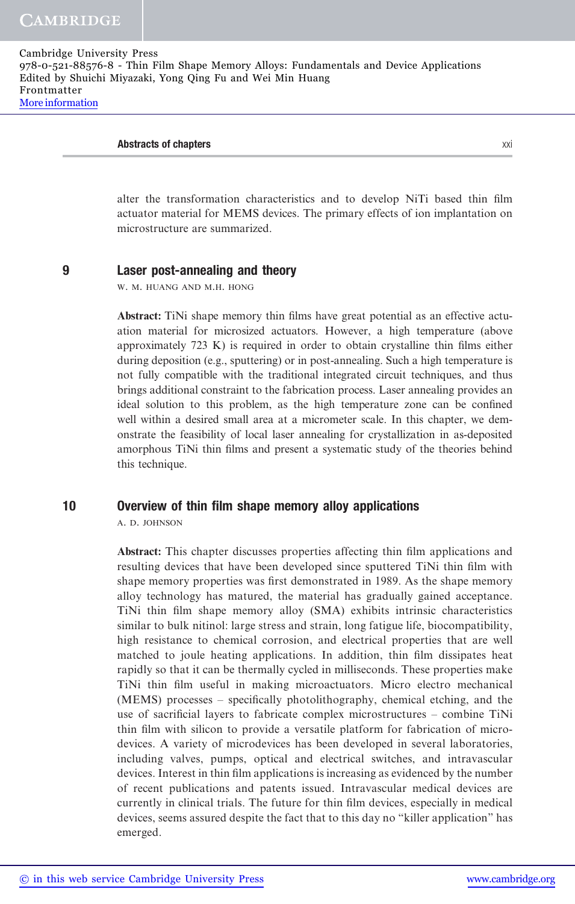alter the transformation characteristics and to develop NiTi based thin film actuator material for MEMS devices. The primary effects of ion implantation on microstructure are summarized.

## 9 Laser post-annealing and theory

W. M. HUANG AND M.H. HONG

**Abstract:** TiNi shape memory thin films have great potential as an effective actuation material for microsized actuators. However, a high temperature (above approximately 723 K) is required in order to obtain crystalline thin films either during deposition (e.g., sputtering) or in post-annealing. Such a high temperature is not fully compatible with the traditional integrated circuit techniques, and thus brings additional constraint to the fabrication process. Laser annealing provides an ideal solution to this problem, as the high temperature zone can be confined well within a desired small area at a micrometer scale. In this chapter, we demonstrate the feasibility of local laser annealing for crystallization in as-deposited amorphous TiNi thin films and present a systematic study of the theories behind this technique.

## 10 Overview of thin film shape memory alloy applications

A. D. JOHNSON

**Abstract:** This chapter discusses properties affecting thin film applications and resulting devices that have been developed since sputtered TiNi thin film with shape memory properties was first demonstrated in 1989. As the shape memory alloy technology has matured, the material has gradually gained acceptance. TiNi thin film shape memory alloy (SMA) exhibits intrinsic characteristics similar to bulk nitinol: large stress and strain, long fatigue life, biocompatibility, high resistance to chemical corrosion, and electrical properties that are well matched to joule heating applications. In addition, thin film dissipates heat rapidly so that it can be thermally cycled in milliseconds. These properties make TiNi thin film useful in making microactuators. Micro electro mechanical (MEMS) processes – specifically photolithography, chemical etching, and the use of sacrificial layers to fabricate complex microstructures – combine TiNi thin film with silicon to provide a versatile platform for fabrication of microdevices. A variety of microdevices has been developed in several laboratories, including valves, pumps, optical and electrical switches, and intravascular devices. Interest in thin film applications is increasing as evidenced by the number of recent publications and patents issued. Intravascular medical devices are currently in clinical trials. The future for thin film devices, especially in medical devices, seems assured despite the fact that to this day no "killer application" has emerged.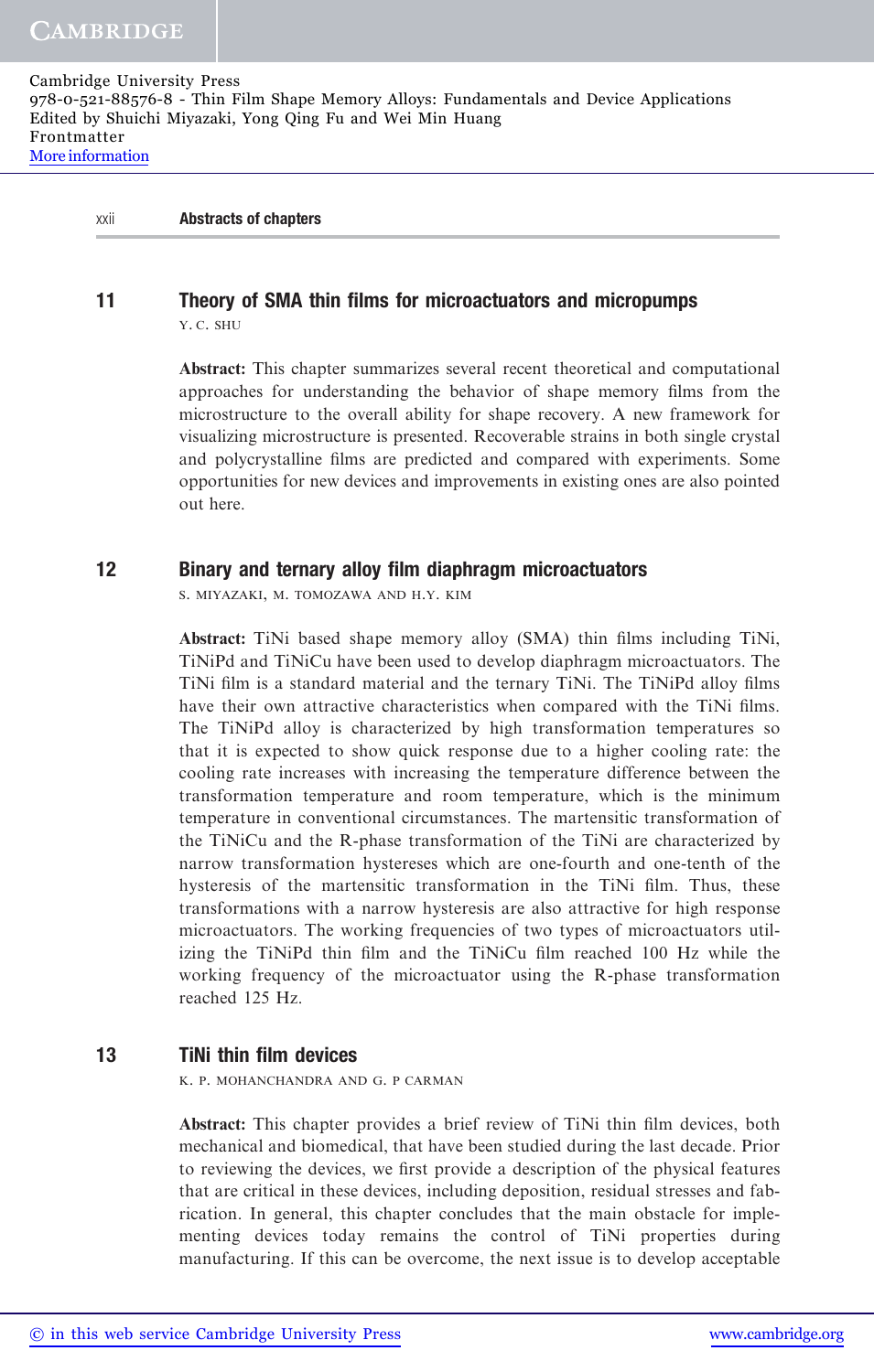## 11 Theory of SMA thin films for microactuators and micropumps

Y. C. SHU

**Abstract:** This chapter summarizes several recent theoretical and computational approaches for understanding the behavior of shape memory films from the microstructure to the overall ability for shape recovery. A new framework for visualizing microstructure is presented. Recoverable strains in both single crystal and polycrystalline films are predicted and compared with experiments. Some opportunities for new devices and improvements in existing ones are also pointed out here.

## 12 Binary and ternary alloy film diaphragm microactuators

S. MIYAZAKI, M. TOMOZAWA AND H.Y. KIM

**Abstract:** TiNi based shape memory alloy (SMA) thin films including TiNi, TiNiPd and TiNiCu have been used to develop diaphragm microactuators. The TiNi film is a standard material and the ternary TiNi. The TiNiPd alloy films have their own attractive characteristics when compared with the TiNi films. The TiNiPd alloy is characterized by high transformation temperatures so that it is expected to show quick response due to a higher cooling rate: the cooling rate increases with increasing the temperature difference between the transformation temperature and room temperature, which is the minimum temperature in conventional circumstances. The martensitic transformation of the TiNiCu and the R-phase transformation of the TiNi are characterized by narrow transformation hystereses which are one-fourth and one-tenth of the hysteresis of the martensitic transformation in the TiNi film. Thus, these transformations with a narrow hysteresis are also attractive for high response microactuators. The working frequencies of two types of microactuators utilizing the TiNiPd thin film and the TiNiCu film reached 100 Hz while the working frequency of the microactuator using the R-phase transformation reached 125 Hz.

## 13 TiNi thin film devices

K. P. MOHANCHANDRA AND G. P CARMAN

**Abstract:** This chapter provides a brief review of TiNi thin film devices, both mechanical and biomedical, that have been studied during the last decade. Prior to reviewing the devices, we first provide a description of the physical features that are critical in these devices, including deposition, residual stresses and fabrication. In general, this chapter concludes that the main obstacle for implementing devices today remains the control of TiNi properties during manufacturing. If this can be overcome, the next issue is to develop acceptable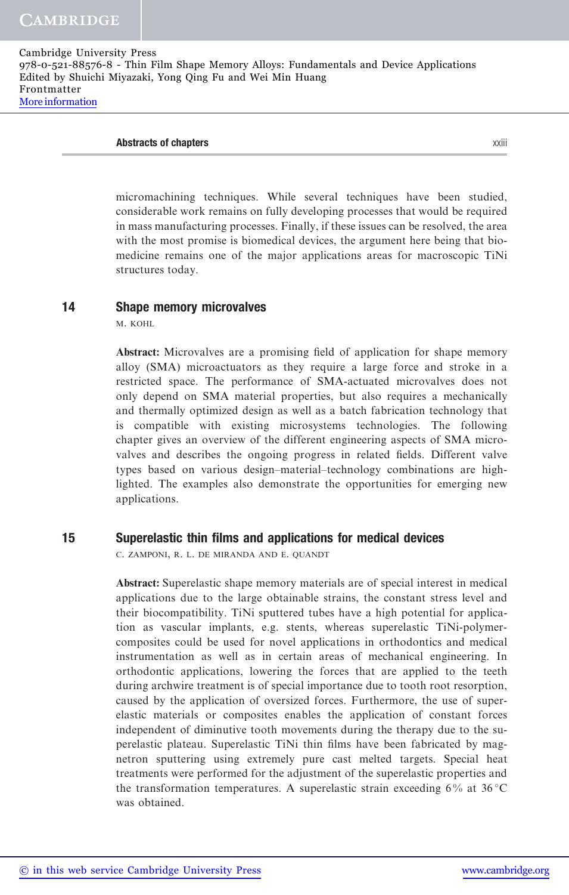micromachining techniques. While several techniques have been studied, considerable work remains on fully developing processes that would be required in mass manufacturing processes. Finally, if these issues can be resolved, the area with the most promise is biomedical devices, the argument here being that biomedicine remains one of the major applications areas for macroscopic TiNi structures today.

## 14 Shape memory microvalves

M. KOHL

**Abstract:** Microvalves are a promising field of application for shape memory alloy (SMA) microactuators as they require a large force and stroke in a restricted space. The performance of SMA-actuated microvalves does not only depend on SMA material properties, but also requires a mechanically and thermally optimized design as well as a batch fabrication technology that is compatible with existing microsystems technologies. The following chapter gives an overview of the different engineering aspects of SMA microvalves and describes the ongoing progress in related fields. Different valve types based on various design–material–technology combinations are highlighted. The examples also demonstrate the opportunities for emerging new applications.

## 15 Superelastic thin films and applications for medical devices

C. ZAMPONI, R. L. DE MIRANDA AND E. QUANDT

**Abstract:** Superelastic shape memory materials are of special interest in medical applications due to the large obtainable strains, the constant stress level and their biocompatibility. TiNi sputtered tubes have a high potential for application as vascular implants, e.g. stents, whereas superelastic TiNi-polymer-composites could be used for novel applications in orthodontics and medical instrumentation as well as in certain areas of mechanical engineering. In orthodontic applications, lowering the forces that are applied to the teeth during archwire treatment is of special importance due to tooth root resorption, caused by the application of oversized forces. Furthermore, the use of superelastic materials or composites enables the application of constant forces independent of diminutive tooth movements during the therapy due to the superelastic plateau. Superelastic TiNi thin films have been fabricated by magnetron sputtering using extremely pure cast melted targets. Special heat treatments were performed for the adjustment of the superelastic properties and the transformation temperatures. A superelastic strain exceeding 6% at 36 °C was obtained.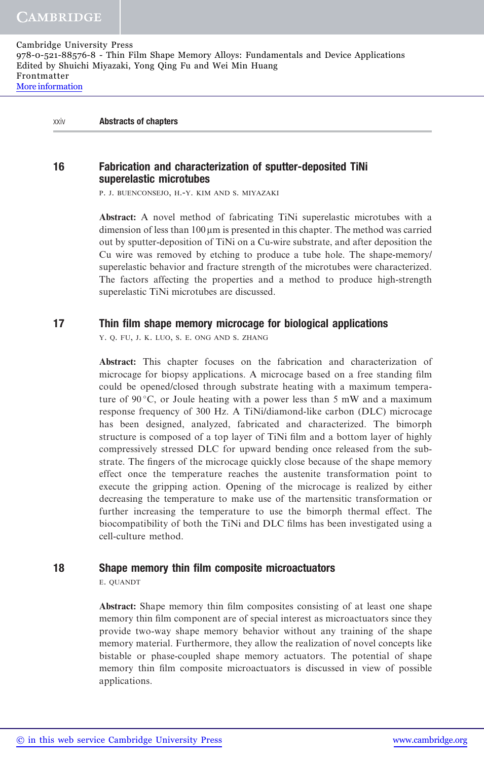## 16 Fabrication and characterization of sputter-deposited TiNi superelastic microtubes

P. J. BUENCONSEJO, H.-Y. KIM AND S. MIYAZAKI

**Abstract:** A novel method of fabricating TiNi superelastic microtubes with a dimension of less than 100 μm is presented in this chapter. The method was carried out by sputter-deposition of TiNi on a Cu-wire substrate, and after deposition the Cu wire was removed by etching to produce a tube hole. The shape-memory/superelastic behavior and fracture strength of the microtubes were characterized. The factors affecting the properties and a method to produce high-strength superelastic TiNi microtubes are discussed.

## 17 Thin film shape memory microcage for biological applications

Y. Q. FU, J. K. LUO, S. E. ONG AND S. ZHANG

**Abstract:** This chapter focuses on the fabrication and characterization of microcage for biopsy applications. A microcage based on a free standing film could be opened/closed through substrate heating with a maximum temperature of 90 °C, or Joule heating with a power less than 5 mW and a maximum response frequency of 300 Hz. A TiNi/diamond-like carbon (DLC) microcage has been designed, analyzed, fabricated and characterized. The bimorph structure is composed of a top layer of TiNi film and a bottom layer of highly compressively stressed DLC for upward bending once released from the substrate. The fingers of the microcage quickly close because of the shape memory effect once the temperature reaches the austenite transformation point to execute the gripping action. Opening of the microcage is realized by either decreasing the temperature to make use of the martensitic transformation or further increasing the temperature to use the bimorph thermal effect. The biocompatibility of both the TiNi and DLC films has been investigated using a cell-culture method.

## 18 Shape memory thin film composite microactuators

E. QUANDT

**Abstract:** Shape memory thin film composites consisting of at least one shape memory thin film component are of special interest as microactuators since they provide two-way shape memory behavior without any training of the shape memory material. Furthermore, they allow the realization of novel concepts like bistable or phase-coupled shape memory actuators. The potential of shape memory thin film composite microactuators is discussed in view of possible applications.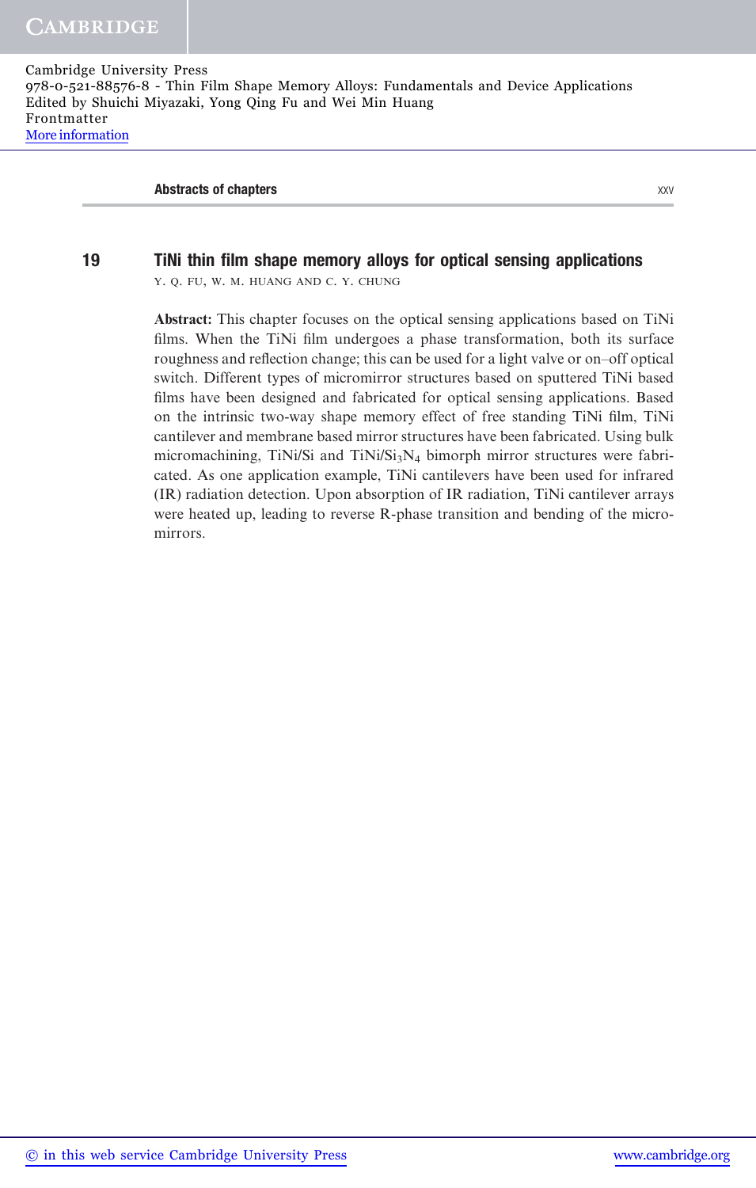## 19 TiNi thin film shape memory alloys for optical sensing applications

Y. Q. FU, W. M. HUANG AND C. Y. CHUNG

**Abstract:** This chapter focuses on the optical sensing applications based on TiNi films. When the TiNi film undergoes a phase transformation, both its surface roughness and reflection change; this can be used for a light valve or on–off optical switch. Different types of micromirror structures based on sputtered TiNi based films have been designed and fabricated for optical sensing applications. Based on the intrinsic two-way shape memory effect of free standing TiNi film, TiNi cantilever and membrane based mirror structures have been fabricated. Using bulk micromachining, TiNi/Si and TiNi/$Si_3N_4$ bimorph mirror structures were fabricated. As one application example, TiNi cantilevers have been used for infrared (IR) radiation detection. Upon absorption of IR radiation, TiNi cantilever arrays were heated up, leading to reverse R-phase transition and bending of the micromirrors.